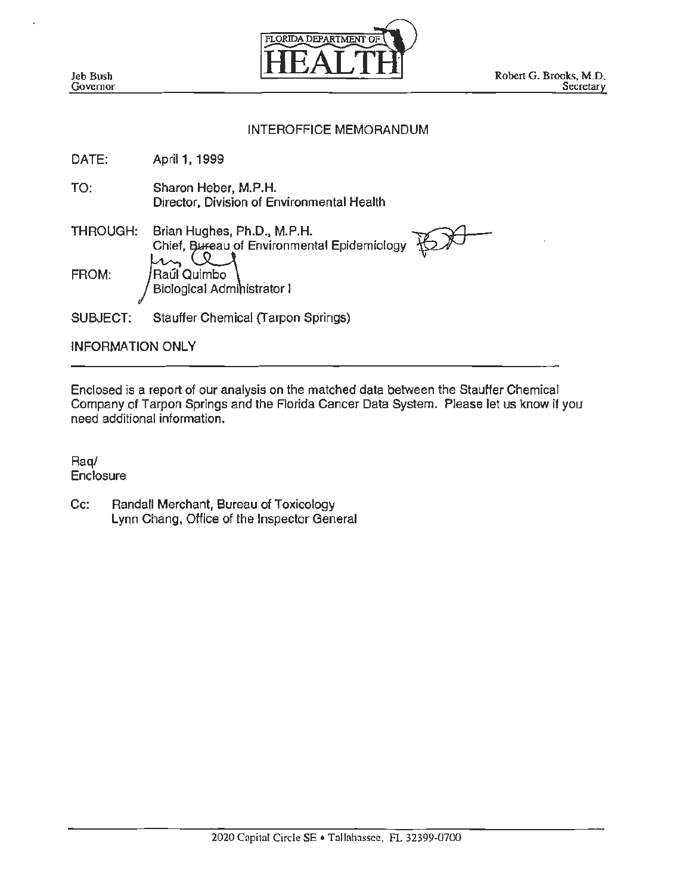Jeb Bush
Governor

FLORIDA DEPARTMENT OF
# HEALTH

Robert G. Brooks, M.D.
Secretary

## INTEROFFICE MEMORANDUM

DATE: April 1, 1999

TO: Sharon Heber, M.P.H.
Director, Division of Environmental Health

THROUGH: Brian Hughes, Ph.D., M.P.H.
Chief, Bureau of Environmental Epidemiology

FROM: Raúl Quimbo
Biological Administrator I

SUBJECT: Stauffer Chemical (Tarpon Springs)

INFORMATION ONLY

---

Enclosed is a report of our analysis on the matched data between the Stauffer Chemical Company of Tarpon Springs and the Florida Cancer Data System. Please let us know if you need additional information.

Raq/
Enclosure

Cc: Randall Merchant, Bureau of Toxicology
Lynn Chang, Office of the Inspector General

2020 Capital Circle SE • Tallahassee, FL 32399-0700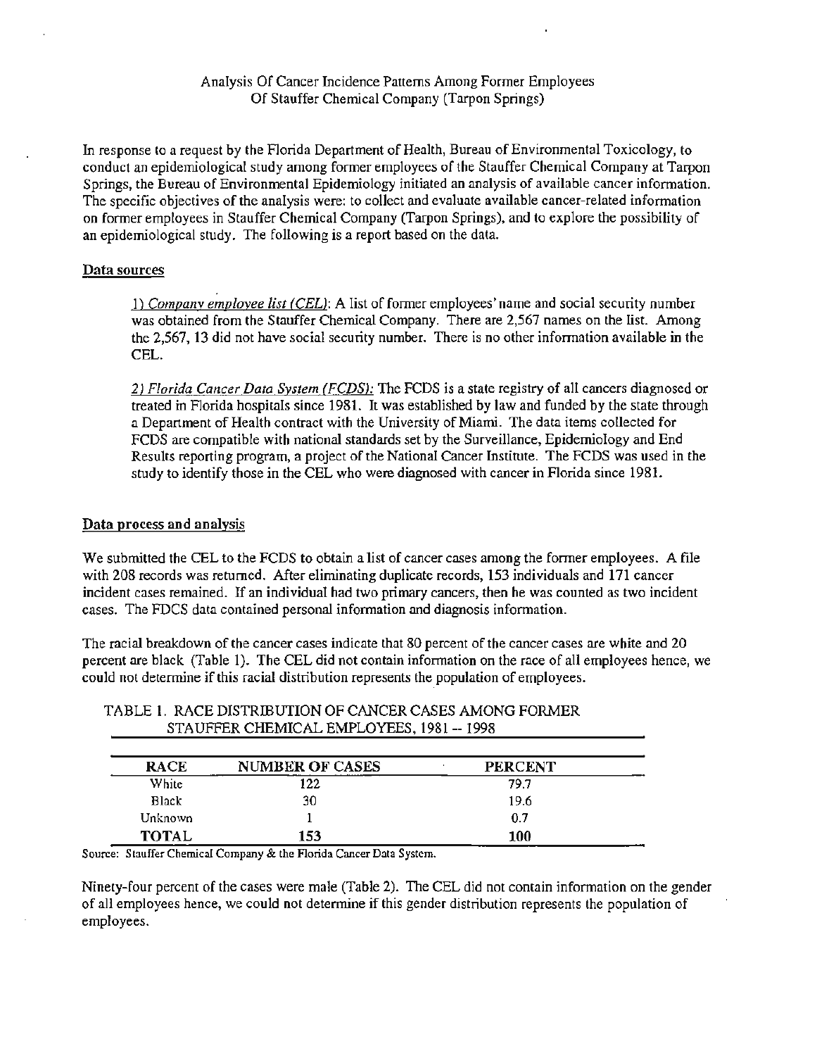Analysis Of Cancer Incidence Patterns Among Former Employees Of Stauffer Chemical Company (Tarpon Springs)

In response to a request by the Florida Department of Health, Bureau of Environmental Toxicology, to conduct an epidemiological study among former employees of the Stauffer Chemical Company at Tarpon Springs, the Bureau of Environmental Epidemiology initiated an analysis of available cancer information. The specific objectives of the analysis were: to collect and evaluate available cancer-related information on former employees in Stauffer Chemical Company (Tarpon Springs), and to explore the possibility of an epidemiological study. The following is a report based on the data.

## Data sources

1) *Company employee list (CEL)*: A list of former employees' name and social security number was obtained from the Stauffer Chemical Company. There are 2,567 names on the list. Among the 2,567, 13 did not have social security number. There is no other information available in the CEL.

2) *Florida Cancer Data System (FCDS):* The FCDS is a state registry of all cancers diagnosed or treated in Florida hospitals since 1981. It was established by law and funded by the state through a Department of Health contract with the University of Miami. The data items collected for FCDS are compatible with national standards set by the Surveillance, Epidemiology and End Results reporting program, a project of the National Cancer Institute. The FCDS was used in the study to identify those in the CEL who were diagnosed with cancer in Florida since 1981.

## Data process and analysis

We submitted the CEL to the FCDS to obtain a list of cancer cases among the former employees. A file with 208 records was returned. After eliminating duplicate records, 153 individuals and 171 cancer incident cases remained. If an individual had two primary cancers, then he was counted as two incident cases. The FDCS data contained personal information and diagnosis information.

The racial breakdown of the cancer cases indicate that 80 percent of the cancer cases are white and 20 percent are black (Table 1). The CEL did not contain information on the race of all employees hence, we could not determine if this racial distribution represents the population of employees.

TABLE 1. RACE DISTRIBUTION OF CANCER CASES AMONG FORMER STAUFFER CHEMICAL EMPLOYEES, 1981 -- 1998

| RACE | NUMBER OF CASES | PERCENT |
|---|---|---|
| White | 122 | 79.7 |
| Black | 30 | 19.6 |
| Unknown | 1 | 0.7 |
| **TOTAL** | **153** | **100** |

Source: Stauffer Chemical Company & the Florida Cancer Data System.

Ninety-four percent of the cases were male (Table 2). The CEL did not contain information on the gender of all employees hence, we could not determine if this gender distribution represents the population of employees.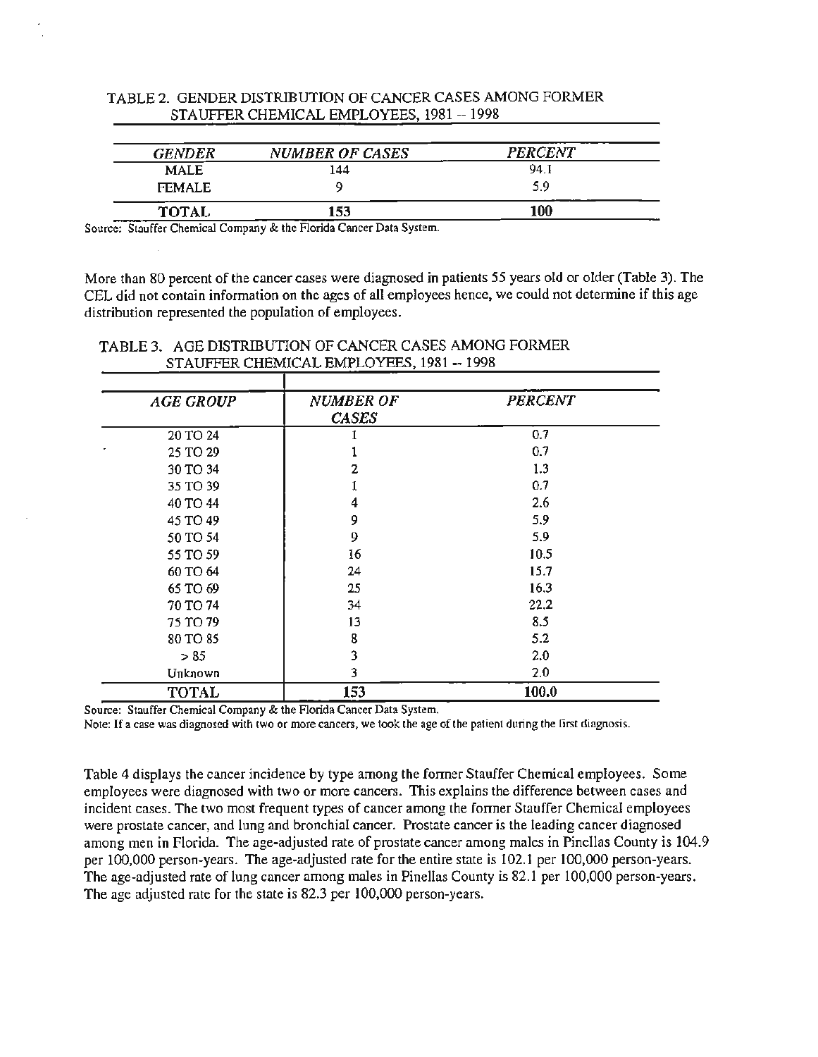TABLE 2. GENDER DISTRIBUTION OF CANCER CASES AMONG FORMER STAUFFER CHEMICAL EMPLOYEES, 1981 -- 1998

| *GENDER* | *NUMBER OF CASES* | *PERCENT* |
|---|---|---|
| MALE | 144 | 94.1 |
| FEMALE | 9 | 5.9 |
| **TOTAL** | **153** | **100** |

Source: Stauffer Chemical Company & the Florida Cancer Data System.

More than 80 percent of the cancer cases were diagnosed in patients 55 years old or older (Table 3). The CEL did not contain information on the ages of all employees hence, we could not determine if this age distribution represented the population of employees.

TABLE 3. AGE DISTRIBUTION OF CANCER CASES AMONG FORMER STAUFFER CHEMICAL EMPLOYEES, 1981 -- 1998

| *AGE GROUP* | *NUMBER OF CASES* | *PERCENT* |
|---|---|---|
| 20 TO 24 | 1 | 0.7 |
| 25 TO 29 | 1 | 0.7 |
| 30 TO 34 | 2 | 1.3 |
| 35 TO 39 | 1 | 0.7 |
| 40 TO 44 | 4 | 2.6 |
| 45 TO 49 | 9 | 5.9 |
| 50 TO 54 | 9 | 5.9 |
| 55 TO 59 | 16 | 10.5 |
| 60 TO 64 | 24 | 15.7 |
| 65 TO 69 | 25 | 16.3 |
| 70 TO 74 | 34 | 22.2 |
| 75 TO 79 | 13 | 8.5 |
| 80 TO 85 | 8 | 5.2 |
| > 85 | 3 | 2.0 |
| Unknown | 3 | 2.0 |
| **TOTAL** | **153** | **100.0** |

Source: Stauffer Chemical Company & the Florida Cancer Data System.
Note: If a case was diagnosed with two or more cancers, we took the age of the patient during the first diagnosis.

Table 4 displays the cancer incidence by type among the former Stauffer Chemical employees. Some employees were diagnosed with two or more cancers. This explains the difference between cases and incident cases. The two most frequent types of cancer among the former Stauffer Chemical employees were prostate cancer, and lung and bronchial cancer. Prostate cancer is the leading cancer diagnosed among men in Florida. The age-adjusted rate of prostate cancer among males in Pinellas County is 104.9 per 100,000 person-years. The age-adjusted rate for the entire state is 102.1 per 100,000 person-years. The age-adjusted rate of lung cancer among males in Pinellas County is 82.1 per 100,000 person-years. The age adjusted rate for the state is 82.3 per 100,000 person-years.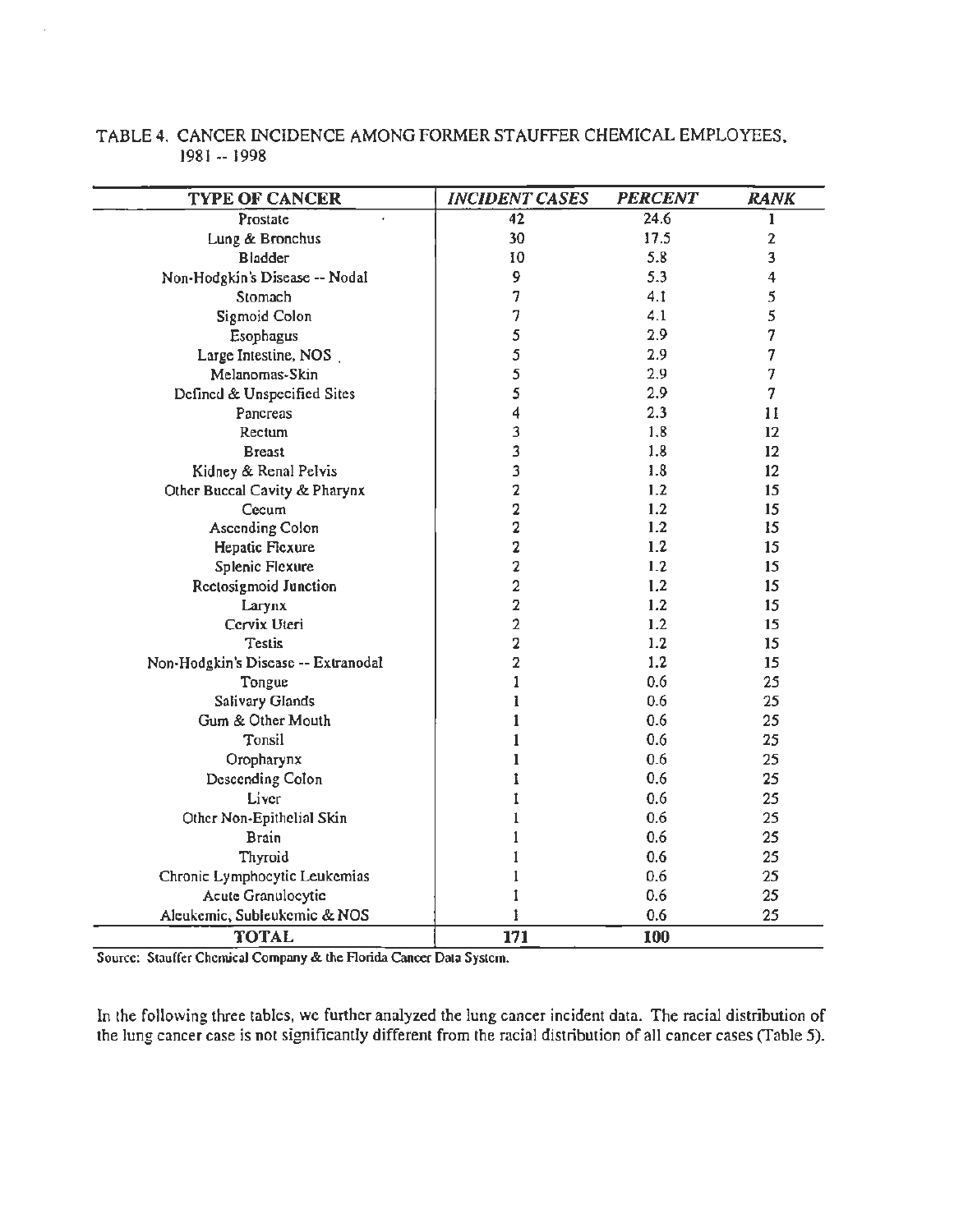TABLE 4. CANCER INCIDENCE AMONG FORMER STAUFFER CHEMICAL EMPLOYEES, 1981 -- 1998

| TYPE OF CANCER | *INCIDENT CASES* | *PERCENT* | *RANK* |
|---|---|---|---|
| Prostate | 42 | 24.6 | 1 |
| Lung & Bronchus | 30 | 17.5 | 2 |
| Bladder | 10 | 5.8 | 3 |
| Non-Hodgkin's Disease -- Nodal | 9 | 5.3 | 4 |
| Stomach | 7 | 4.1 | 5 |
| Sigmoid Colon | 7 | 4.1 | 5 |
| Esophagus | 5 | 2.9 | 7 |
| Large Intestine, NOS | 5 | 2.9 | 7 |
| Melanomas-Skin | 5 | 2.9 | 7 |
| Defined & Unspecified Sites | 5 | 2.9 | 7 |
| Pancreas | 4 | 2.3 | 11 |
| Rectum | 3 | 1.8 | 12 |
| Breast | 3 | 1.8 | 12 |
| Kidney & Renal Pelvis | 3 | 1.8 | 12 |
| Other Buccal Cavity & Pharynx | 2 | 1.2 | 15 |
| Cecum | 2 | 1.2 | 15 |
| Ascending Colon | 2 | 1.2 | 15 |
| Hepatic Flexure | 2 | 1.2 | 15 |
| Splenic Flexure | 2 | 1.2 | 15 |
| Rectosigmoid Junction | 2 | 1.2 | 15 |
| Larynx | 2 | 1.2 | 15 |
| Cervix Uteri | 2 | 1.2 | 15 |
| Testis | 2 | 1.2 | 15 |
| Non-Hodgkin's Disease -- Extranodal | 2 | 1.2 | 15 |
| Tongue | 1 | 0.6 | 25 |
| Salivary Glands | 1 | 0.6 | 25 |
| Gum & Other Mouth | 1 | 0.6 | 25 |
| Tonsil | 1 | 0.6 | 25 |
| Oropharynx | 1 | 0.6 | 25 |
| Descending Colon | 1 | 0.6 | 25 |
| Liver | 1 | 0.6 | 25 |
| Other Non-Epithelial Skin | 1 | 0.6 | 25 |
| Brain | 1 | 0.6 | 25 |
| Thyroid | 1 | 0.6 | 25 |
| Chronic Lymphocytic Leukemias | 1 | 0.6 | 25 |
| Acute Granulocytic | 1 | 0.6 | 25 |
| Aleukemic, Subleukemic & NOS | 1 | 0.6 | 25 |
| **TOTAL** | **171** | **100** | |

Source: Stauffer Chemical Company & the Florida Cancer Data System.

In the following three tables, we further analyzed the lung cancer incident data. The racial distribution of the lung cancer case is not significantly different from the racial distribution of all cancer cases (Table 5).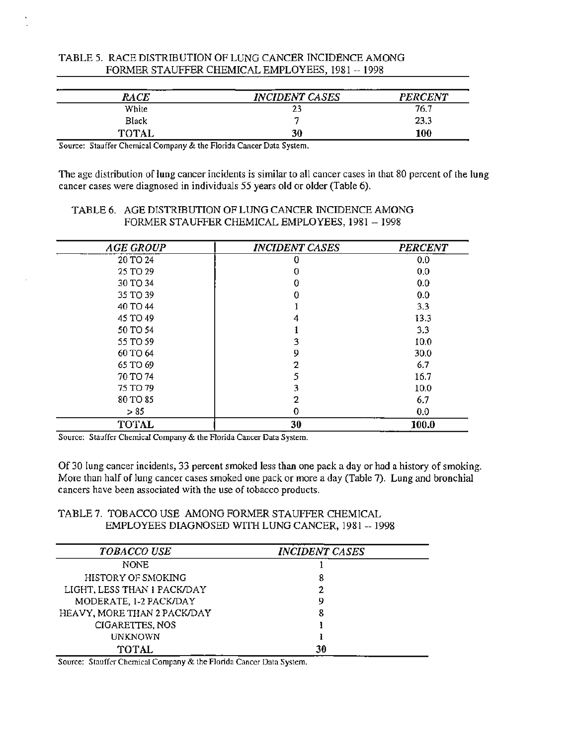TABLE 5. RACE DISTRIBUTION OF LUNG CANCER INCIDENCE AMONG FORMER STAUFFER CHEMICAL EMPLOYEES, 1981 -- 1998

| *RACE* | *INCIDENT CASES* | *PERCENT* |
|---|---|---|
| White | 23 | 76.7 |
| Black | 7 | 23.3 |
| **TOTAL** | **30** | **100** |

Source: Stauffer Chemical Company & the Florida Cancer Data System.

The age distribution of lung cancer incidents is similar to all cancer cases in that 80 percent of the lung cancer cases were diagnosed in individuals 55 years old or older (Table 6).

TABLE 6. AGE DISTRIBUTION OF LUNG CANCER INCIDENCE AMONG FORMER STAUFFER CHEMICAL EMPLOYEES, 1981 -- 1998

| *AGE GROUP* | *INCIDENT CASES* | *PERCENT* |
|---|---|---|
| 20 TO 24 | 0 | 0.0 |
| 25 TO 29 | 0 | 0.0 |
| 30 TO 34 | 0 | 0.0 |
| 35 TO 39 | 0 | 0.0 |
| 40 TO 44 | 1 | 3.3 |
| 45 TO 49 | 4 | 13.3 |
| 50 TO 54 | 1 | 3.3 |
| 55 TO 59 | 3 | 10.0 |
| 60 TO 64 | 9 | 30.0 |
| 65 TO 69 | 2 | 6.7 |
| 70 TO 74 | 5 | 16.7 |
| 75 TO 79 | 3 | 10.0 |
| 80 TO 85 | 2 | 6.7 |
| > 85 | 0 | 0.0 |
| **TOTAL** | **30** | **100.0** |

Source: Stauffer Chemical Company & the Florida Cancer Data System.

Of 30 lung cancer incidents, 33 percent smoked less than one pack a day or had a history of smoking. More than half of lung cancer cases smoked one pack or more a day (Table 7). Lung and bronchial cancers have been associated with the use of tobacco products.

TABLE 7. TOBACCO USE AMONG FORMER STAUFFER CHEMICAL EMPLOYEES DIAGNOSED WITH LUNG CANCER, 1981 -- 1998

| *TOBACCO USE* | *INCIDENT CASES* |
|---|---|
| NONE | 1 |
| HISTORY OF SMOKING | 8 |
| LIGHT, LESS THAN 1 PACK/DAY | 2 |
| MODERATE, 1-2 PACK/DAY | 9 |
| HEAVY, MORE THAN 2 PACK/DAY | 8 |
| CIGARETTES, NOS | 1 |
| UNKNOWN | 1 |
| TOTAL | 30 |

Source: Stauffer Chemical Company & the Florida Cancer Data System.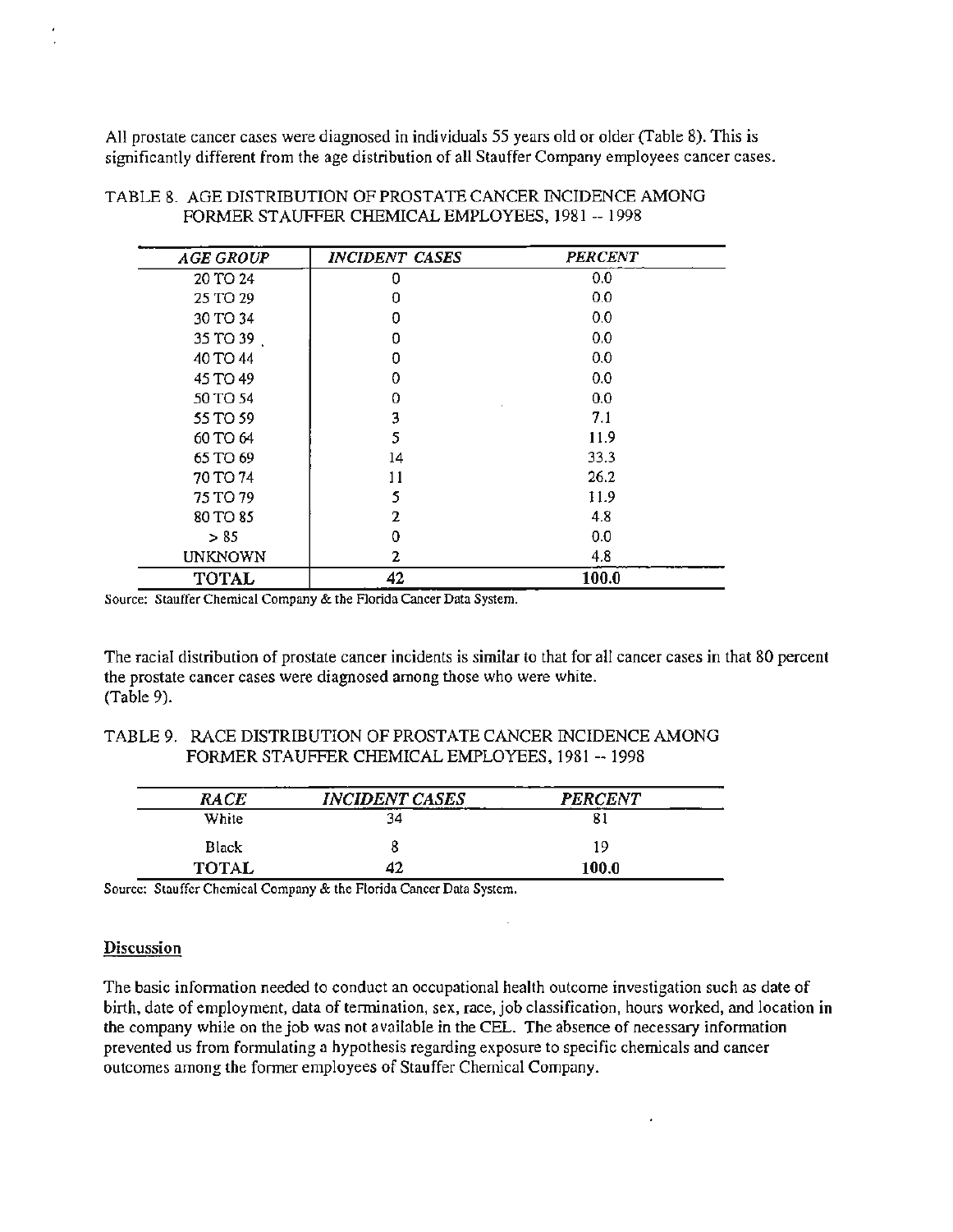All prostate cancer cases were diagnosed in individuals 55 years old or older (Table 8). This is significantly different from the age distribution of all Stauffer Company employees cancer cases.

TABLE 8. AGE DISTRIBUTION OF PROSTATE CANCER INCIDENCE AMONG FORMER STAUFFER CHEMICAL EMPLOYEES, 1981 -- 1998

| *AGE GROUP* | *INCIDENT CASES* | *PERCENT* |
|---|---|---|
| 20 TO 24 | 0 | 0.0 |
| 25 TO 29 | 0 | 0.0 |
| 30 TO 34 | 0 | 0.0 |
| 35 TO 39 | 0 | 0.0 |
| 40 TO 44 | 0 | 0.0 |
| 45 TO 49 | 0 | 0.0 |
| 50 TO 54 | 0 | 0.0 |
| 55 TO 59 | 3 | 7.1 |
| 60 TO 64 | 5 | 11.9 |
| 65 TO 69 | 14 | 33.3 |
| 70 TO 74 | 11 | 26.2 |
| 75 TO 79 | 5 | 11.9 |
| 80 TO 85 | 2 | 4.8 |
| > 85 | 0 | 0.0 |
| UNKNOWN | 2 | 4.8 |
| **TOTAL** | **42** | **100.0** |

Source: Stauffer Chemical Company & the Florida Cancer Data System.

The racial distribution of prostate cancer incidents is similar to that for all cancer cases in that 80 percent the prostate cancer cases were diagnosed among those who were white. (Table 9).

TABLE 9. RACE DISTRIBUTION OF PROSTATE CANCER INCIDENCE AMONG FORMER STAUFFER CHEMICAL EMPLOYEES, 1981 -- 1998

| *RACE* | *INCIDENT CASES* | *PERCENT* |
|---|---|---|
| White | 34 | 81 |
| Black | 8 | 19 |
| **TOTAL** | 42 | **100.0** |

Source: Stauffer Chemical Company & the Florida Cancer Data System.

## Discussion

The basic information needed to conduct an occupational health outcome investigation such as date of birth, date of employment, data of termination, sex, race, job classification, hours worked, and location in the company while on the job was not available in the CEL. The absence of necessary information prevented us from formulating a hypothesis regarding exposure to specific chemicals and cancer outcomes among the former employees of Stauffer Chemical Company.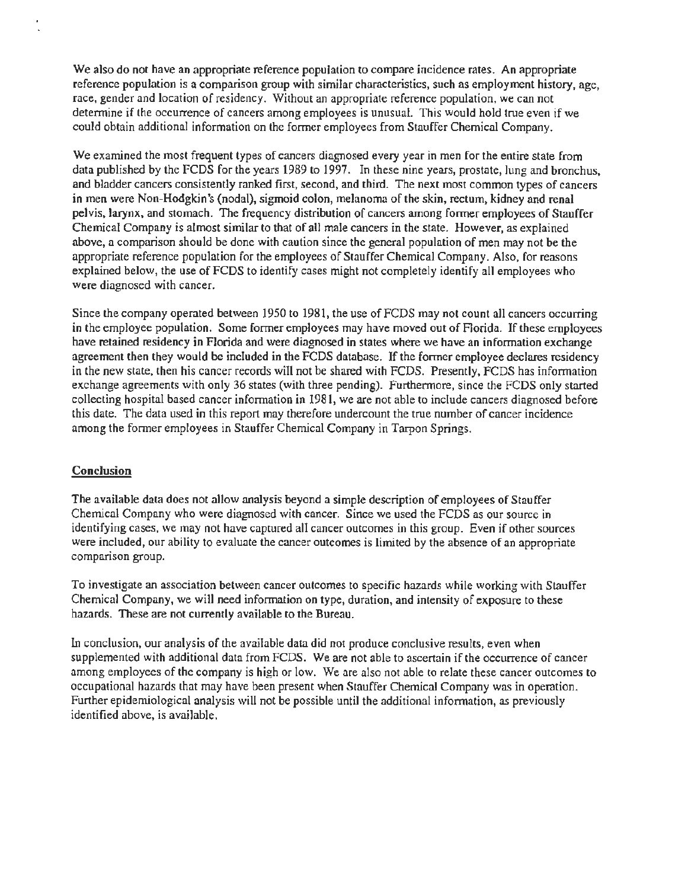We also do not have an appropriate reference population to compare incidence rates. An appropriate reference population is a comparison group with similar characteristics, such as employment history, age, race, gender and location of residency. Without an appropriate reference population, we can not determine if the occurrence of cancers among employees is unusual. This would hold true even if we could obtain additional information on the former employees from Stauffer Chemical Company.

We examined the most frequent types of cancers diagnosed every year in men for the entire state from data published by the FCDS for the years 1989 to 1997. In these nine years, prostate, lung and bronchus, and bladder cancers consistently ranked first, second, and third. The next most common types of cancers in men were Non-Hodgkin's (nodal), sigmoid colon, melanoma of the skin, rectum, kidney and renal pelvis, larynx, and stomach. The frequency distribution of cancers among former employees of Stauffer Chemical Company is almost similar to that of all male cancers in the state. However, as explained above, a comparison should be done with caution since the general population of men may not be the appropriate reference population for the employees of Stauffer Chemical Company. Also, for reasons explained below, the use of FCDS to identify cases might not completely identify all employees who were diagnosed with cancer.

Since the company operated between 1950 to 1981, the use of FCDS may not count all cancers occurring in the employee population. Some former employees may have moved out of Florida. If these employees have retained residency in Florida and were diagnosed in states where we have an information exchange agreement then they would be included in the FCDS database. If the former employee declares residency in the new state, then his cancer records will not be shared with FCDS. Presently, FCDS has information exchange agreements with only 36 states (with three pending). Furthermore, since the FCDS only started collecting hospital based cancer information in 1981, we are not able to include cancers diagnosed before this date. The data used in this report may therefore undercount the true number of cancer incidence among the former employees in Stauffer Chemical Company in Tarpon Springs.

## Conclusion

The available data does not allow analysis beyond a simple description of employees of Stauffer Chemical Company who were diagnosed with cancer. Since we used the FCDS as our source in identifying cases, we may not have captured all cancer outcomes in this group. Even if other sources were included, our ability to evaluate the cancer outcomes is limited by the absence of an appropriate comparison group.

To investigate an association between cancer outcomes to specific hazards while working with Stauffer Chemical Company, we will need information on type, duration, and intensity of exposure to these hazards. These are not currently available to the Bureau.

In conclusion, our analysis of the available data did not produce conclusive results, even when supplemented with additional data from FCDS. We are not able to ascertain if the occurrence of cancer among employees of the company is high or low. We are also not able to relate these cancer outcomes to occupational hazards that may have been present when Stauffer Chemical Company was in operation. Further epidemiological analysis will not be possible until the additional information, as previously identified above, is available.